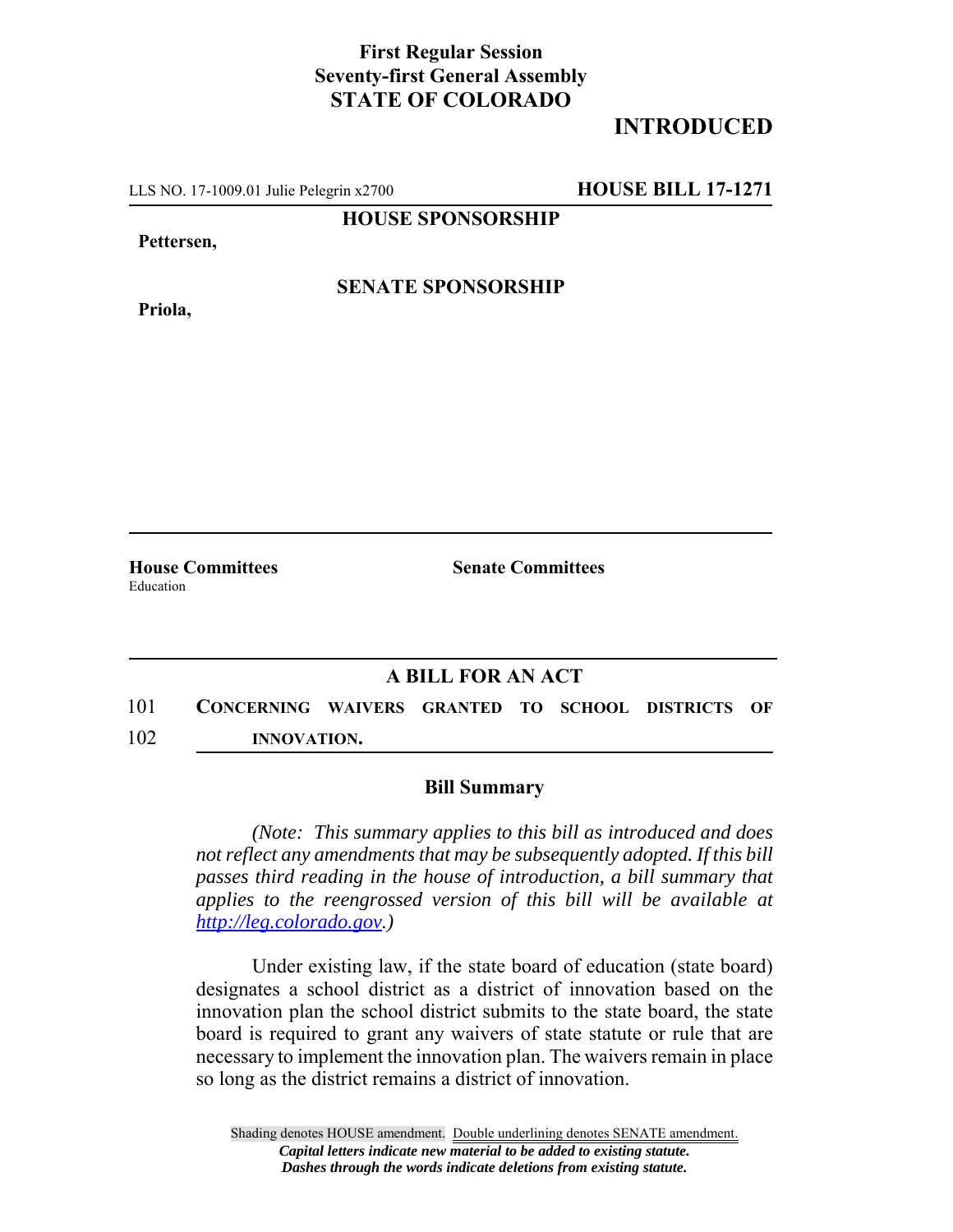**First Regular Session**
**Seventy-first General Assembly**
**STATE OF COLORADO**

# INTRODUCED

LLS NO. 17-1009.01 Julie Pelegrin x2700 **HOUSE BILL 17-1271**

**HOUSE SPONSORSHIP**

**Pettersen,**

**SENATE SPONSORSHIP**

**Priola,**

**House Committees**
Education

**Senate Committees**

## A BILL FOR AN ACT

101 **CONCERNING WAIVERS GRANTED TO SCHOOL DISTRICTS OF**
102 **INNOVATION.**

### Bill Summary

*(Note: This summary applies to this bill as introduced and does not reflect any amendments that may be subsequently adopted. If this bill passes third reading in the house of introduction, a bill summary that applies to the reengrossed version of this bill will be available at http://leg.colorado.gov.)*

Under existing law, if the state board of education (state board) designates a school district as a district of innovation based on the innovation plan the school district submits to the state board, the state board is required to grant any waivers of state statute or rule that are necessary to implement the innovation plan. The waivers remain in place so long as the district remains a district of innovation.

Shading denotes HOUSE amendment. Double underlining denotes SENATE amendment.
*Capital letters indicate new material to be added to existing statute.*
*Dashes through the words indicate deletions from existing statute.*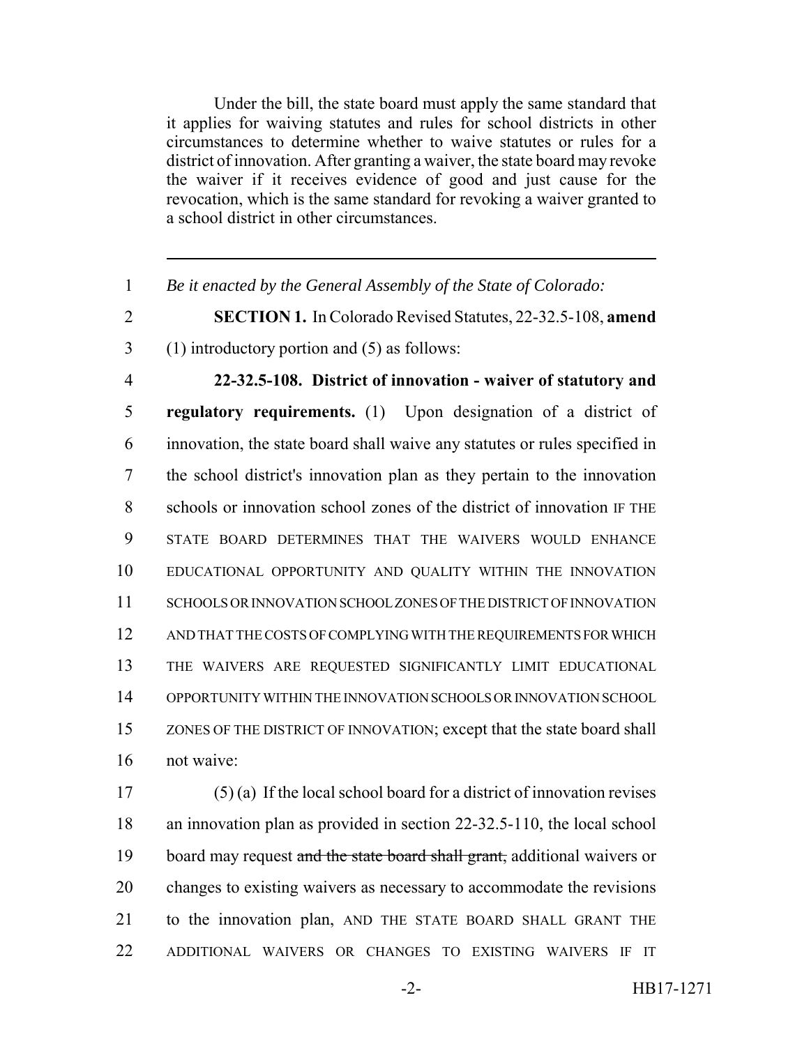Under the bill, the state board must apply the same standard that it applies for waiving statutes and rules for school districts in other circumstances to determine whether to waive statutes or rules for a district of innovation. After granting a waiver, the state board may revoke the waiver if it receives evidence of good and just cause for the revocation, which is the same standard for revoking a waiver granted to a school district in other circumstances.

---

1 *Be it enacted by the General Assembly of the State of Colorado:*

2 **SECTION 1.** In Colorado Revised Statutes, 22-32.5-108, **amend**
3 (1) introductory portion and (5) as follows:

4 **22-32.5-108. District of innovation - waiver of statutory and**
5 **regulatory requirements.** (1) Upon designation of a district of
6 innovation, the state board shall waive any statutes or rules specified in
7 the school district's innovation plan as they pertain to the innovation
8 schools or innovation school zones of the district of innovation IF THE
9 STATE BOARD DETERMINES THAT THE WAIVERS WOULD ENHANCE
10 EDUCATIONAL OPPORTUNITY AND QUALITY WITHIN THE INNOVATION
11 SCHOOLS OR INNOVATION SCHOOL ZONES OF THE DISTRICT OF INNOVATION
12 AND THAT THE COSTS OF COMPLYING WITH THE REQUIREMENTS FOR WHICH
13 THE WAIVERS ARE REQUESTED SIGNIFICANTLY LIMIT EDUCATIONAL
14 OPPORTUNITY WITHIN THE INNOVATION SCHOOLS OR INNOVATION SCHOOL
15 ZONES OF THE DISTRICT OF INNOVATION; except that the state board shall
16 not waive:

17 (5) (a) If the local school board for a district of innovation revises
18 an innovation plan as provided in section 22-32.5-110, the local school
19 board may request ~~and the state board shall grant,~~ additional waivers or
20 changes to existing waivers as necessary to accommodate the revisions
21 to the innovation plan, AND THE STATE BOARD SHALL GRANT THE
22 ADDITIONAL WAIVERS OR CHANGES TO EXISTING WAIVERS IF IT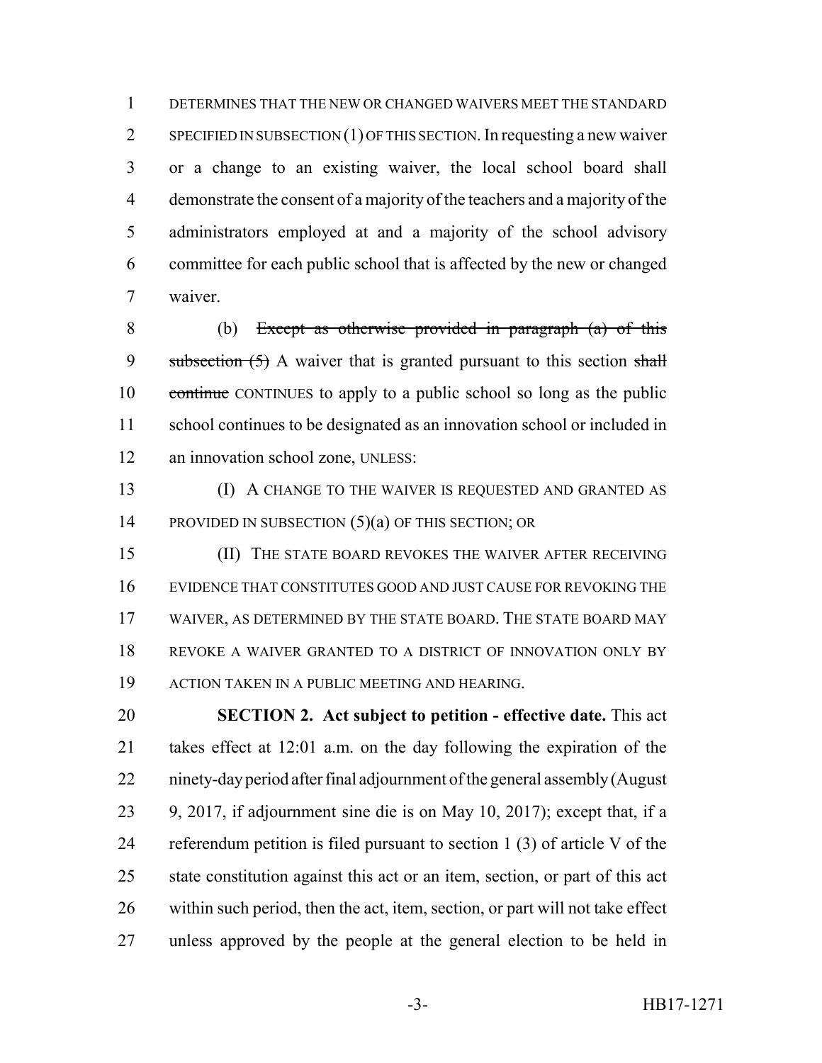DETERMINES THAT THE NEW OR CHANGED WAIVERS MEET THE STANDARD SPECIFIED IN SUBSECTION (1) OF THIS SECTION. In requesting a new waiver or a change to an existing waiver, the local school board shall demonstrate the consent of a majority of the teachers and a majority of the administrators employed at and a majority of the school advisory committee for each public school that is affected by the new or changed waiver.

(b) ~~Except as otherwise provided in paragraph (a) of this subsection (5)~~ A waiver that is granted pursuant to this section ~~shall continue~~ CONTINUES to apply to a public school so long as the public school continues to be designated as an innovation school or included in an innovation school zone, UNLESS:

(I) A CHANGE TO THE WAIVER IS REQUESTED AND GRANTED AS PROVIDED IN SUBSECTION (5)(a) OF THIS SECTION; OR

(II) THE STATE BOARD REVOKES THE WAIVER AFTER RECEIVING EVIDENCE THAT CONSTITUTES GOOD AND JUST CAUSE FOR REVOKING THE WAIVER, AS DETERMINED BY THE STATE BOARD. THE STATE BOARD MAY REVOKE A WAIVER GRANTED TO A DISTRICT OF INNOVATION ONLY BY ACTION TAKEN IN A PUBLIC MEETING AND HEARING.

**SECTION 2. Act subject to petition - effective date.** This act takes effect at 12:01 a.m. on the day following the expiration of the ninety-day period after final adjournment of the general assembly (August 9, 2017, if adjournment sine die is on May 10, 2017); except that, if a referendum petition is filed pursuant to section 1 (3) of article V of the state constitution against this act or an item, section, or part of this act within such period, then the act, item, section, or part will not take effect unless approved by the people at the general election to be held in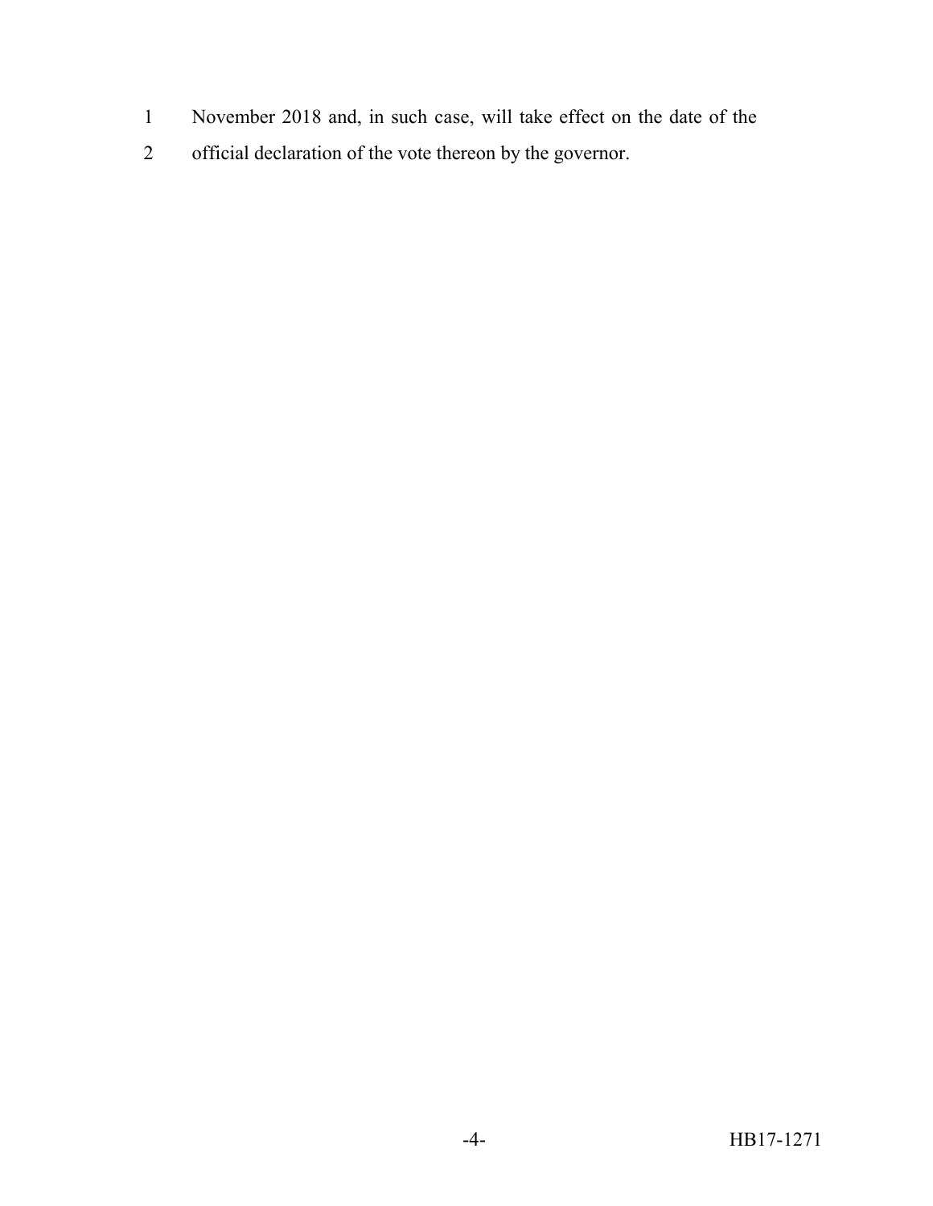November 2018 and, in such case, will take effect on the date of the official declaration of the vote thereon by the governor.